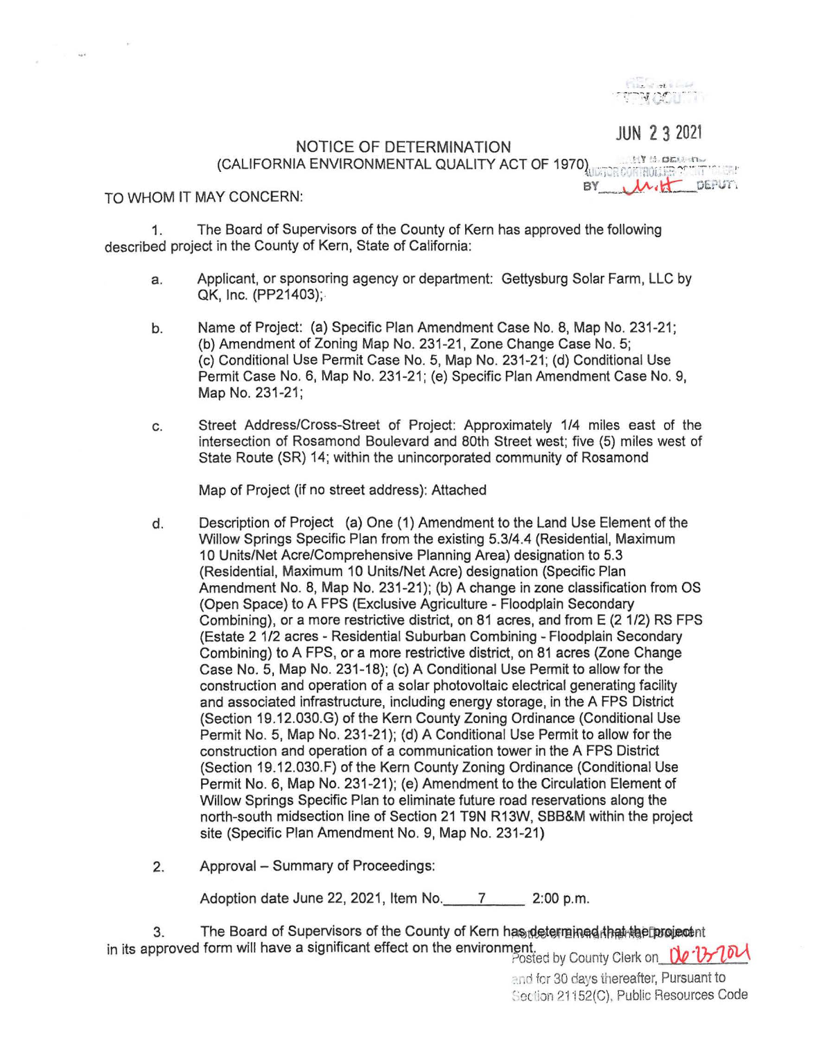JUN 2 3 2021

# NOTICE OF DETERMINATION
## (CALIFORNIA ENVIRONMENTAL QUALITY ACT OF 1970)

BY ______ DEPUTY

TO WHOM IT MAY CONCERN:

1. The Board of Supervisors of the County of Kern has approved the following described project in the County of Kern, State of California:

   a. Applicant, or sponsoring agency or department: Gettysburg Solar Farm, LLC by QK, Inc. (PP21403);

   b. Name of Project: (a) Specific Plan Amendment Case No. 8, Map No. 231-21; (b) Amendment of Zoning Map No. 231-21, Zone Change Case No. 5; (c) Conditional Use Permit Case No. 5, Map No. 231-21; (d) Conditional Use Permit Case No. 6, Map No. 231-21; (e) Specific Plan Amendment Case No. 9, Map No. 231-21;

   c. Street Address/Cross-Street of Project: Approximately 1/4 miles east of the intersection of Rosamond Boulevard and 80th Street west; five (5) miles west of State Route (SR) 14; within the unincorporated community of Rosamond

      Map of Project (if no street address): Attached

   d. Description of Project (a) One (1) Amendment to the Land Use Element of the Willow Springs Specific Plan from the existing 5.3/4.4 (Residential, Maximum 10 Units/Net Acre/Comprehensive Planning Area) designation to 5.3 (Residential, Maximum 10 Units/Net Acre) designation (Specific Plan Amendment No. 8, Map No. 231-21); (b) A change in zone classification from OS (Open Space) to A FPS (Exclusive Agriculture - Floodplain Secondary Combining), or a more restrictive district, on 81 acres, and from E (2 1/2) RS FPS (Estate 2 1/2 acres - Residential Suburban Combining - Floodplain Secondary Combining) to A FPS, or a more restrictive district, on 81 acres (Zone Change Case No. 5, Map No. 231-18); (c) A Conditional Use Permit to allow for the construction and operation of a solar photovoltaic electrical generating facility and associated infrastructure, including energy storage, in the A FPS District (Section 19.12.030.G) of the Kern County Zoning Ordinance (Conditional Use Permit No. 5, Map No. 231-21); (d) A Conditional Use Permit to allow for the construction and operation of a communication tower in the A FPS District (Section 19.12.030.F) of the Kern County Zoning Ordinance (Conditional Use Permit No. 6, Map No. 231-21); (e) Amendment to the Circulation Element of Willow Springs Specific Plan to eliminate future road reservations along the north-south midsection line of Section 21 T9N R13W, SBB&M within the project site (Specific Plan Amendment No. 9, Map No. 231-21)

2. Approval – Summary of Proceedings:

   Adoption date June 22, 2021, Item No. 7 2:00 p.m.

3. The Board of Supervisors of the County of Kern has determined that the project in its approved form will have a significant effect on the environment.

Posted by County Clerk on 06-23-2021 and for 30 days thereafter, Pursuant to Section 21152(C), Public Resources Code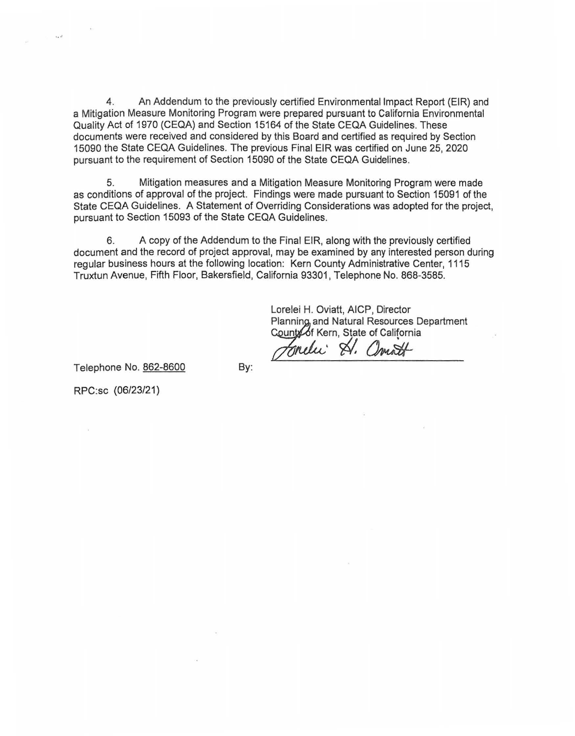4. An Addendum to the previously certified Environmental Impact Report (EIR) and a Mitigation Measure Monitoring Program were prepared pursuant to California Environmental Quality Act of 1970 (CEQA) and Section 15164 of the State CEQA Guidelines. These documents were received and considered by this Board and certified as required by Section 15090 the State CEQA Guidelines. The previous Final EIR was certified on June 25, 2020 pursuant to the requirement of Section 15090 of the State CEQA Guidelines.

5. Mitigation measures and a Mitigation Measure Monitoring Program were made as conditions of approval of the project. Findings were made pursuant to Section 15091 of the State CEQA Guidelines. A Statement of Overriding Considerations was adopted for the project, pursuant to Section 15093 of the State CEQA Guidelines.

6. A copy of the Addendum to the Final EIR, along with the previously certified document and the record of project approval, may be examined by any interested person during regular business hours at the following location: Kern County Administrative Center, 1115 Truxtun Avenue, Fifth Floor, Bakersfield, California 93301, Telephone No. 868-3585.

Lorelei H. Oviatt, AICP, Director
Planning and Natural Resources Department
County of Kern, State of California

Telephone No. 862-8600 By: Lorelei H. Oviatt

RPC:sc (06/23/21)